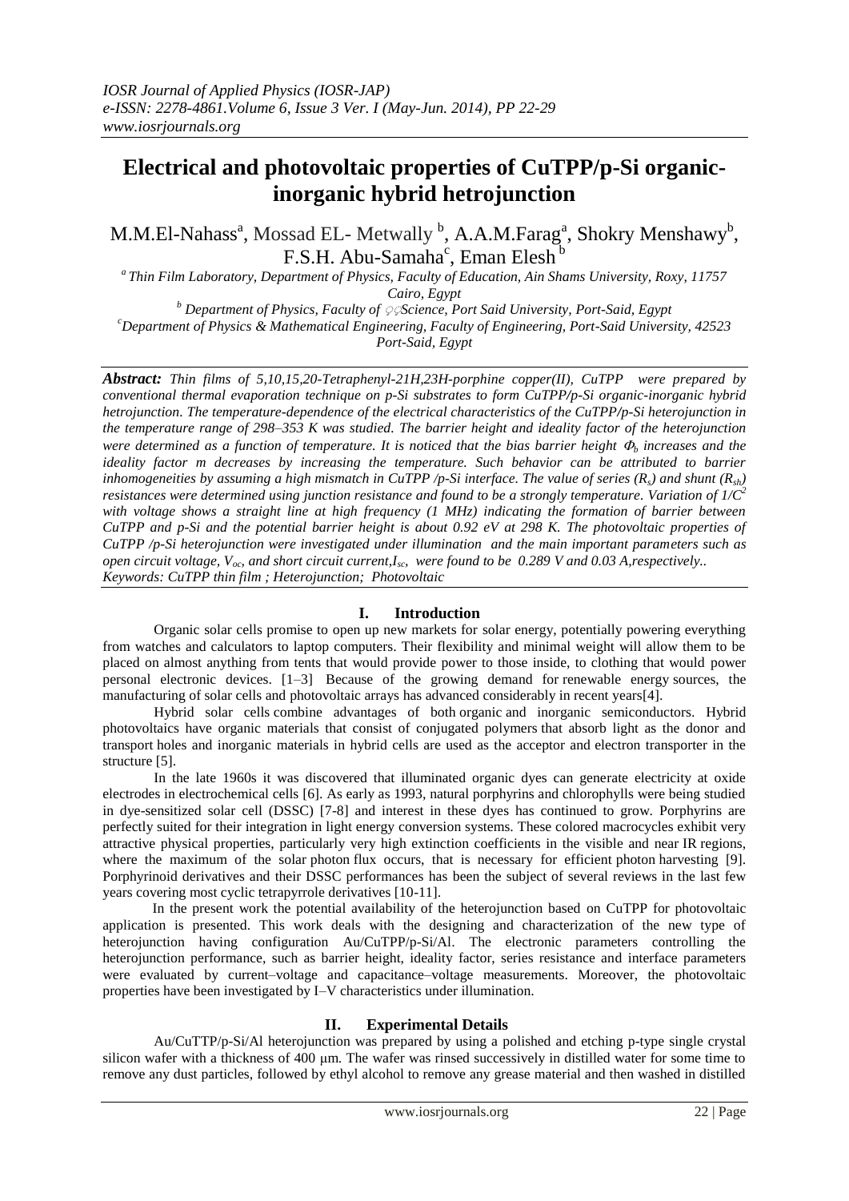# Electrical and photovoltaic properties of CuTPP/p-Si organic-inorganic hybrid hetrojunction

M.M.El-Nahass[a], Mossad EL- Metwally [b], A.A.M.Farag[a], Shokry Menshawy[b], F.S.H. Abu-Samaha[c], Eman Elesh [b]

[a] *Thin Film Laboratory, Department of Physics, Faculty of Education, Ain Shams University, Roxy, 11757 Cairo, Egypt*

[b] *Department of Physics, Faculty of Science, Port Said University, Port-Said, Egypt*

[c] *Department of Physics & Mathematical Engineering, Faculty of Engineering, Port-Said University, 42523 Port-Said, Egypt*

---

***Abstract:*** *Thin films of 5,10,15,20-Tetraphenyl-21H,23H-porphine copper(II), CuTPP were prepared by conventional thermal evaporation technique on p-Si substrates to form CuTPP/p-Si organic-inorganic hybrid hetrojunction. The temperature-dependence of the electrical characteristics of the CuTPP/p-Si heterojunction in the temperature range of 298–353 K was studied. The barrier height and ideality factor of the heterojunction were determined as a function of temperature. It is noticed that the bias barrier height $\Phi_b$ increases and the ideality factor m decreases by increasing the temperature. Such behavior can be attributed to barrier inhomogeneities by assuming a high mismatch in CuTPP /p-Si interface. The value of series ($R_s$) and shunt ($R_{sh}$) resistances were determined using junction resistance and found to be a strongly temperature. Variation of $1/C^2$ with voltage shows a straight line at high frequency (1 MHz) indicating the formation of barrier between CuTPP and p-Si and the potential barrier height is about 0.92 eV at 298 K. The photovoltaic properties of CuTPP /p-Si heterojunction were investigated under illumination and the main important parameters such as open circuit voltage, $V_{oc}$, and short circuit current, $I_{sc}$, were found to be 0.289 V and 0.03 A, respectively..*

***Keywords:*** *CuTPP thin film ; Heterojunction; Photovoltaic*

---

## I. Introduction

Organic solar cells promise to open up new markets for solar energy, potentially powering everything from watches and calculators to laptop computers. Their flexibility and minimal weight will allow them to be placed on almost anything from tents that would provide power to those inside, to clothing that would power personal electronic devices. [1–3] Because of the growing demand for renewable energy sources, the manufacturing of solar cells and photovoltaic arrays has advanced considerably in recent years[4].

Hybrid solar cells combine advantages of both organic and inorganic semiconductors. Hybrid photovoltaics have organic materials that consist of conjugated polymers that absorb light as the donor and transport holes and inorganic materials in hybrid cells are used as the acceptor and electron transporter in the structure [5].

In the late 1960s it was discovered that illuminated organic dyes can generate electricity at oxide electrodes in electrochemical cells [6]. As early as 1993, natural porphyrins and chlorophylls were being studied in dye-sensitized solar cell (DSSC) [7-8] and interest in these dyes has continued to grow. Porphyrins are perfectly suited for their integration in light energy conversion systems. These colored macrocycles exhibit very attractive physical properties, particularly very high extinction coefficients in the visible and near IR regions, where the maximum of the solar photon flux occurs, that is necessary for efficient photon harvesting [9]. Porphyrinoid derivatives and their DSSC performances has been the subject of several reviews in the last few years covering most cyclic tetrapyrrole derivatives [10-11].

In the present work the potential availability of the heterojunction based on CuTPP for photovoltaic application is presented. This work deals with the designing and characterization of the new type of heterojunction having configuration Au/CuTPP/p-Si/Al. The electronic parameters controlling the heterojunction performance, such as barrier height, ideality factor, series resistance and interface parameters were evaluated by current–voltage and capacitance–voltage measurements. Moreover, the photovoltaic properties have been investigated by I–V characteristics under illumination.

## II. Experimental Details

Au/CuTTP/p-Si/Al heterojunction was prepared by using a polished and etching p-type single crystal silicon wafer with a thickness of 400 μm. The wafer was rinsed successively in distilled water for some time to remove any dust particles, followed by ethyl alcohol to remove any grease material and then washed in distilled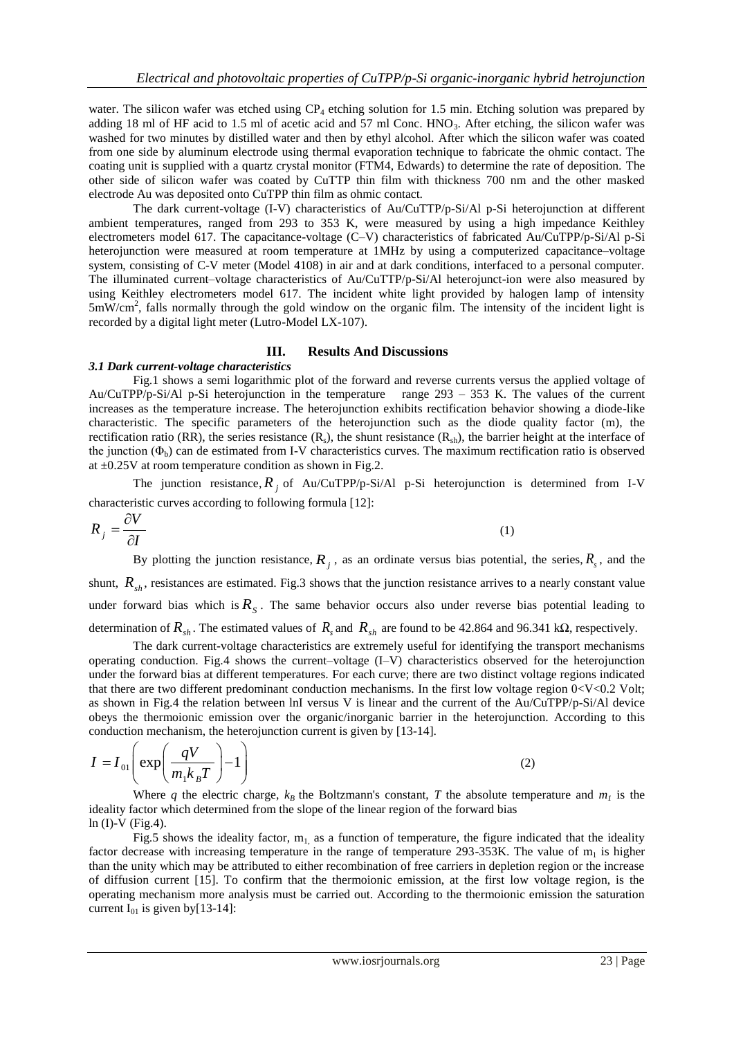water. The silicon wafer was etched using $CP_4$ etching solution for 1.5 min. Etching solution was prepared by adding 18 ml of HF acid to 1.5 ml of acetic acid and 57 ml Conc. $HNO_3$. After etching, the silicon wafer was washed for two minutes by distilled water and then by ethyl alcohol. After which the silicon wafer was coated from one side by aluminum electrode using thermal evaporation technique to fabricate the ohmic contact. The coating unit is supplied with a quartz crystal monitor (FTM4, Edwards) to determine the rate of deposition. The other side of silicon wafer was coated by CuTTP thin film with thickness 700 nm and the other masked electrode Au was deposited onto CuTPP thin film as ohmic contact.

The dark current-voltage (I-V) characteristics of Au/CuTTP/p-Si/Al p-Si heterojunction at different ambient temperatures, ranged from 293 to 353 K, were measured by using a high impedance Keithley electrometers model 617. The capacitance-voltage (C–V) characteristics of fabricated Au/CuTPP/p-Si/Al p-Si heterojunction were measured at room temperature at 1MHz by using a computerized capacitance–voltage system, consisting of C-V meter (Model 4108) in air and at dark conditions, interfaced to a personal computer. The illuminated current–voltage characteristics of Au/CuTTP/p-Si/Al heterojunct-ion were also measured by using Keithley electrometers model 617. The incident white light provided by halogen lamp of intensity $5mW/cm^2$, falls normally through the gold window on the organic film. The intensity of the incident light is recorded by a digital light meter (Lutro-Model LX-107).

## III. Results And Discussions

### *3.1 Dark current-voltage characteristics*

Fig.1 shows a semi logarithmic plot of the forward and reverse currents versus the applied voltage of Au/CuTPP/p-Si/Al p-Si heterojunction in the temperature range 293 – 353 K. The values of the current increases as the temperature increase. The heterojunction exhibits rectification behavior showing a diode-like characteristic. The specific parameters of the heterojunction such as the diode quality factor (m), the rectification ratio (RR), the series resistance ($R_s$), the shunt resistance ($R_{sh}$), the barrier height at the interface of the junction ($\Phi_b$) can de estimated from I-V characteristics curves. The maximum rectification ratio is observed at ±0.25V at room temperature condition as shown in Fig.2.

The junction resistance, $R_j$ of Au/CuTPP/p-Si/Al p-Si heterojunction is determined from I-V characteristic curves according to following formula [12]:

$$R_j = \frac{\partial V}{\partial I} \tag{1}$$

By plotting the junction resistance, $R_j$, as an ordinate versus bias potential, the series, $R_s$, and the shunt, $R_{sh}$, resistances are estimated. Fig.3 shows that the junction resistance arrives to a nearly constant value under forward bias which is $R_S$. The same behavior occurs also under reverse bias potential leading to determination of $R_{sh}$. The estimated values of $R_s$ and $R_{sh}$ are found to be 42.864 and 96.341 kΩ, respectively.

The dark current-voltage characteristics are extremely useful for identifying the transport mechanisms operating conduction. Fig.4 shows the current–voltage (I–V) characteristics observed for the heterojunction under the forward bias at different temperatures. For each curve; there are two distinct voltage regions indicated that there are two different predominant conduction mechanisms. In the first low voltage region 0<V<0.2 Volt; as shown in Fig.4 the relation between lnI versus V is linear and the current of the Au/CuTPP/p-Si/Al device obeys the thermoionic emission over the organic/inorganic barrier in the heterojunction. According to this conduction mechanism, the heterojunction current is given by [13-14].

$$I = I_{01}\left(\exp\left(\frac{qV}{m_1 k_B T}\right) - 1\right) \tag{2}$$

Where $q$ the electric charge, $k_B$ the Boltzmann's constant, $T$ the absolute temperature and $m_1$ is the ideality factor which determined from the slope of the linear region of the forward bias ln (I)-V (Fig.4).

Fig.5 shows the ideality factor, $m_1$, as a function of temperature, the figure indicated that the ideality factor decrease with increasing temperature in the range of temperature 293-353K. The value of $m_1$ is higher than the unity which may be attributed to either recombination of free carriers in depletion region or the increase of diffusion current [15]. To confirm that the thermoionic emission, at the first low voltage region, is the operating mechanism more analysis must be carried out. According to the thermoionic emission the saturation current $I_{01}$ is given by[13-14]: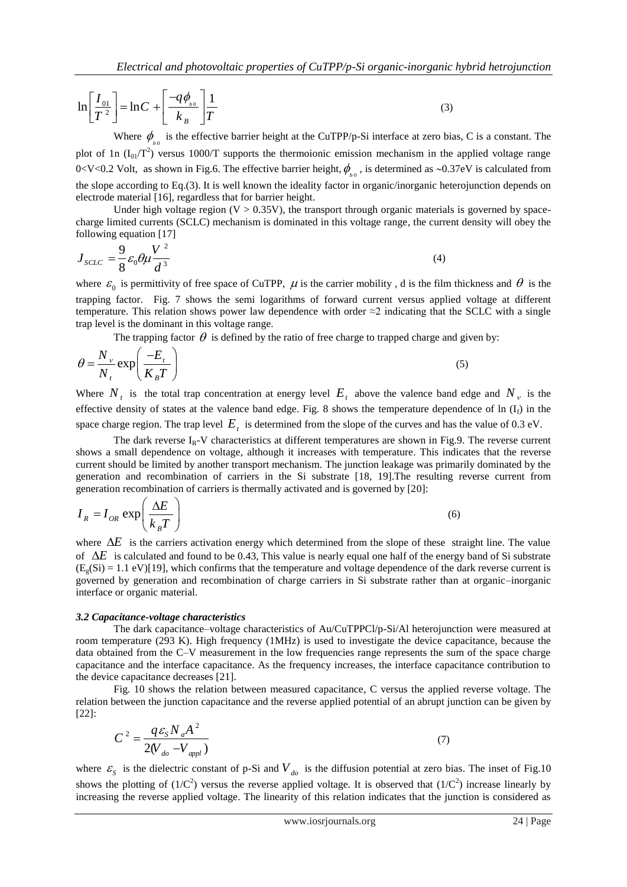$$\ln\left[\frac{I_{01}}{T^2}\right] = \ln C + \left[\frac{-q\phi_{b0}}{k_B}\right]\frac{1}{T} \tag{3}$$

Where $\phi_{b0}$ is the effective barrier height at the CuTPP/p-Si interface at zero bias, C is a constant. The plot of 1n $(I_{01}/T^2)$ versus 1000/T supports the thermoionic emission mechanism in the applied voltage range 0<V<0.2 Volt, as shown in Fig.6. The effective barrier height, $\phi_{b0}$, is determined as ~0.37eV is calculated from the slope according to Eq.(3). It is well known the ideality factor in organic/inorganic heterojunction depends on electrode material [16], regardless that for barrier height.

Under high voltage region (V > 0.35V), the transport through organic materials is governed by space-charge limited currents (SCLC) mechanism is dominated in this voltage range, the current density will obey the following equation [17]

$$J_{SCLC} = \frac{9}{8}\varepsilon_0\theta\mu\frac{V^2}{d^3} \tag{4}$$

where $\varepsilon_0$ is permittivity of free space of CuTPP, $\mu$ is the carrier mobility , d is the film thickness and $\theta$ is the trapping factor. Fig. 7 shows the semi logarithms of forward current versus applied voltage at different temperature. This relation shows power law dependence with order ≈2 indicating that the SCLC with a single trap level is the dominant in this voltage range.

The trapping factor $\theta$ is defined by the ratio of free charge to trapped charge and given by:

$$\theta = \frac{N_v}{N_t}\exp\left(\frac{-E_t}{K_B T}\right) \tag{5}$$

Where $N_t$ is the total trap concentration at energy level $E_t$ above the valence band edge and $N_v$ is the effective density of states at the valence band edge. Fig. 8 shows the temperature dependence of ln $(I_f)$ in the space charge region. The trap level $E_t$ is determined from the slope of the curves and has the value of 0.3 eV.

The dark reverse $I_R$-V characteristics at different temperatures are shown in Fig.9. The reverse current shows a small dependence on voltage, although it increases with temperature. This indicates that the reverse current should be limited by another transport mechanism. The junction leakage was primarily dominated by the generation and recombination of carriers in the Si substrate [18, 19].The resulting reverse current from generation recombination of carriers is thermally activated and is governed by [20]:

$$I_R = I_{OR}\exp\left(\frac{\Delta E}{k_B T}\right) \tag{6}$$

where $\Delta E$ is the carriers activation energy which determined from the slope of these straight line. The value of $\Delta E$ is calculated and found to be 0.43, This value is nearly equal one half of the energy band of Si substrate ($E_g$(Si) = 1.1 eV)[19], which confirms that the temperature and voltage dependence of the dark reverse current is governed by generation and recombination of charge carriers in Si substrate rather than at organic–inorganic interface or organic material.

### *3.2 Capacitance-voltage characteristics*

The dark capacitance–voltage characteristics of Au/CuTPPCl/p-Si/Al heterojunction were measured at room temperature (293 K). High frequency (1MHz) is used to investigate the device capacitance, because the data obtained from the C–V measurement in the low frequencies range represents the sum of the space charge capacitance and the interface capacitance. As the frequency increases, the interface capacitance contribution to the device capacitance decreases [21].

Fig. 10 shows the relation between measured capacitance, C versus the applied reverse voltage. The relation between the junction capacitance and the reverse applied potential of an abrupt junction can be given by [22]:

$$C^2 = \frac{q\varepsilon_S N_a A^2}{2(V_{do} - V_{appl})} \tag{7}$$

where $\varepsilon_S$ is the dielectric constant of p-Si and $V_{do}$ is the diffusion potential at zero bias. The inset of Fig.10 shows the plotting of $(1/C^2)$ versus the reverse applied voltage. It is observed that $(1/C^2)$ increase linearly by increasing the reverse applied voltage. The linearity of this relation indicates that the junction is considered as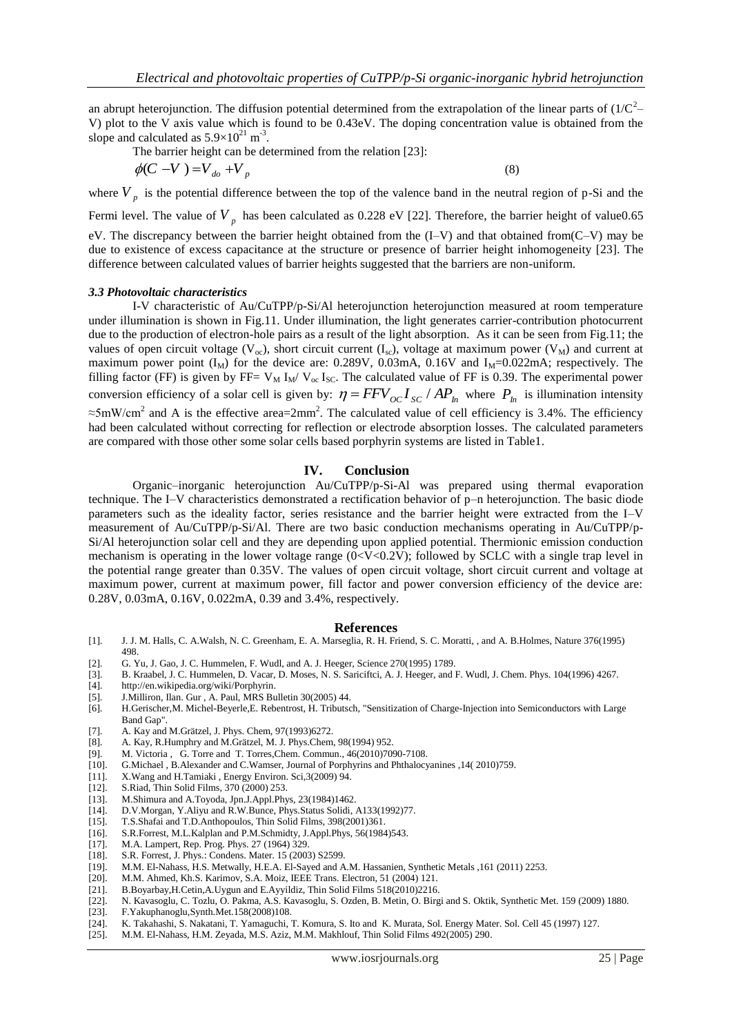an abrupt heterojunction. The diffusion potential determined from the extrapolation of the linear parts of ($1/C^2$–V) plot to the V axis value which is found to be 0.43eV. The doping concentration value is obtained from the slope and calculated as $5.9\times10^{21}$ $m^{-3}$.

The barrier height can be determined from the relation [23]:

$$\phi(C-V) = V_{do} + V_p \tag{8}$$

where $V_p$ is the potential difference between the top of the valence band in the neutral region of p-Si and the Fermi level. The value of $V_p$ has been calculated as 0.228 eV [22]. Therefore, the barrier height of value0.65 eV. The discrepancy between the barrier height obtained from the (I–V) and that obtained from(C–V) may be due to existence of excess capacitance at the structure or presence of barrier height inhomogeneity [23]. The difference between calculated values of barrier heights suggested that the barriers are non-uniform.

### *3.3 Photovoltaic characteristics*

I-V characteristic of Au/CuTPP/p-Si/Al heterojunction heterojunction measured at room temperature under illumination is shown in Fig.11. Under illumination, the light generates carrier-contribution photocurrent due to the production of electron-hole pairs as a result of the light absorption. As it can be seen from Fig.11; the values of open circuit voltage ($V_{oc}$), short circuit current ($I_{sc}$), voltage at maximum power ($V_M$) and current at maximum power point ($I_M$) for the device are: 0.289V, 0.03mA, 0.16V and $I_M$=0.022mA; respectively. The filling factor (FF) is given by FF= $V_M$ $I_M$/ $V_{oc}$ $I_{SC}$. The calculated value of FF is 0.39. The experimental power conversion efficiency of a solar cell is given by: $\eta = FFV_{OC}I_{SC}/AP_{In}$ where $P_{In}$ is illumination intensity $\approx$5mW/cm$^2$ and A is the effective area=2mm$^2$. The calculated value of cell efficiency is 3.4%. The efficiency had been calculated without correcting for reflection or electrode absorption losses. The calculated parameters are compared with those other some solar cells based porphyrin systems are listed in Table1.

## IV. Conclusion

Organic–inorganic heterojunction Au/CuTPP/p-Si-Al was prepared using thermal evaporation technique. The I–V characteristics demonstrated a rectification behavior of p–n heterojunction. The basic diode parameters such as the ideality factor, series resistance and the barrier height were extracted from the I–V measurement of Au/CuTPP/p-Si/Al heterojunction solar cell and they are depending upon applied potential. Thermionic emission conduction mechanism is operating in the lower voltage range (0<V<0.2V); followed by SCLC with a single trap level in the potential range greater than 0.35V. The values of open circuit voltage, short circuit current and voltage at maximum power, current at maximum power, fill factor and power conversion efficiency of the device are: 0.28V, 0.03mA, 0.16V, 0.022mA, 0.39 and 3.4%, respectively.

## References

[1]. J. J. M. Halls, C. A.Walsh, N. C. Greenham, E. A. Marseglia, R. H. Friend, S. C. Moratti, , and A. B.Holmes, Nature 376(1995) 498.
[2]. G. Yu, J. Gao, J. C. Hummelen, F. Wudl, and A. J. Heeger, Science 270(1995) 1789.
[3]. B. Kraabel, J. C. Hummelen, D. Vacar, D. Moses, N. S. Sariciftci, A. J. Heeger, and F. Wudl, J. Chem. Phys. 104(1996) 4267.
[4]. http://en.wikipedia.org/wiki/Porphyrin.
[5]. J.Milliron, Ilan. Gur , A. Paul, MRS Bulletin 30(2005) 44.
[6]. H.Gerischer,M. Michel-Beyerle,E. Rebentrost, H. Tributsch, "Sensitization of Charge-Injection into Semiconductors with Large Band Gap".
[7]. A. Kay and M.Grätzel, J. Phys. Chem, 97(1993)6272.
[8]. A. Kay, R.Humphry and M.Grätzel, M. J. Phys.Chem, 98(1994) 952.
[9]. M. Victoria , G. Torre and T. Torres,Chem. Commun., 46(2010)7090-7108.
[10]. G.Michael , B.Alexander and C.Wamser, Journal of Porphyrins and Phthalocyanines ,14( 2010)759.
[11]. X.Wang and H.Tamiaki , Energy Environ. Sci,3(2009) 94.
[12]. S.Riad, Thin Solid Films, 370 (2000) 253.
[13]. M.Shimura and A.Toyoda, Jpn.J.Appl.Phys, 23(1984)1462.
[14]. D.V.Morgan, Y.Aliyu and R.W.Bunce, Phys.Status Solidi, A133(1992)77.
[15]. T.S.Shafai and T.D.Anthopoulos, Thin Solid Films, 398(2001)361.
[16]. S.R.Forrest, M.L.Kalplan and P.M.Schmidty, J.Appl.Phys, 56(1984)543.
[17]. M.A. Lampert, Rep. Prog. Phys. 27 (1964) 329.
[18]. S.R. Forrest, J. Phys.: Condens. Mater. 15 (2003) S2599.
[19]. M.M. El-Nahass, H.S. Metwally, H.E.A. El-Sayed and A.M. Hassanien, Synthetic Metals ,161 (2011) 2253.
[20]. M.M. Ahmed, Kh.S. Karimov, S.A. Moiz, IEEE Trans. Electron, 51 (2004) 121.
[21]. B.Boyarbay,H.Cetin,A.Uygun and E.Ayyildiz, Thin Solid Films 518(2010)2216.
[22]. N. Kavasoglu, C. Tozlu, O. Pakma, A.S. Kavasoglu, S. Ozden, B. Metin, O. Birgi and S. Oktik, Synthetic Met. 159 (2009) 1880.
[23]. F.Yakuphanoglu,Synth.Met.158(2008)108.
[24]. K. Takahashi, S. Nakatani, T. Yamaguchi, T. Komura, S. Ito and K. Murata, Sol. Energy Mater. Sol. Cell 45 (1997) 127.
[25]. M.M. El-Nahass, H.M. Zeyada, M.S. Aziz, M.M. Makhlouf, Thin Solid Films 492(2005) 290.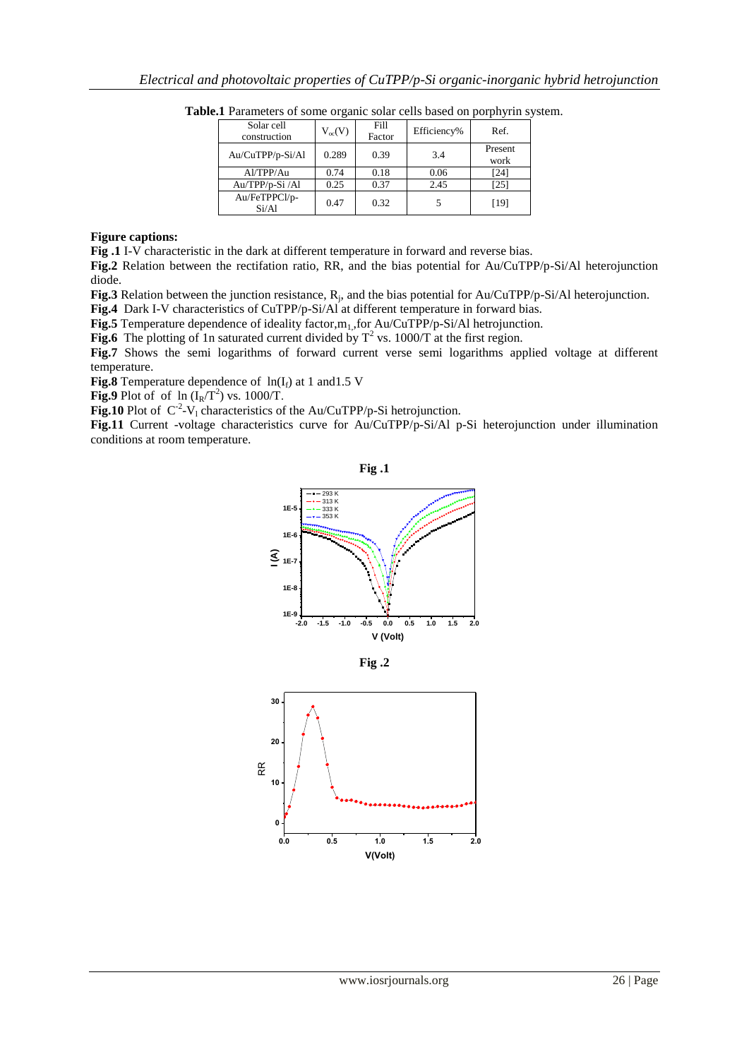**Table.1** Parameters of some organic solar cells based on porphyrin system.

| Solar cell construction | $V_{oc}$(V) | Fill Factor | Efficiency% | Ref. |
|---|---|---|---|---|
| Au/CuTPP/p-Si/Al | 0.289 | 0.39 | 3.4 | Present work |
| Al/TPP/Au | 0.74 | 0.18 | 0.06 | [24] |
| Au/TPP/p-Si /Al | 0.25 | 0.37 | 2.45 | [25] |
| Au/FeTPPCl/p-Si/Al | 0.47 | 0.32 | 5 | [19] |

**Figure captions:**

**Fig .1** I-V characteristic in the dark at different temperature in forward and reverse bias.

**Fig.2** Relation between the rectifation ratio, RR, and the bias potential for Au/CuTPP/p-Si/Al heterojunction diode.

**Fig.3** Relation between the junction resistance, $R_j$, and the bias potential for Au/CuTPP/p-Si/Al heterojunction.

**Fig.4** Dark I-V characteristics of CuTPP/p-Si/Al at different temperature in forward bias.

**Fig.5** Temperature dependence of ideality factor,$m_1$,,for Au/CuTPP/p-Si/Al hetrojunction.

**Fig.6** The plotting of 1n saturated current divided by $T^2$ vs. 1000/T at the first region.

**Fig.7** Shows the semi logarithms of forward current verse semi logarithms applied voltage at different temperature.

**Fig.8** Temperature dependence of $\ln(I_f)$ at 1 and1.5 V

**Fig.9** Plot of of $\ln(I_R/T^2)$ vs. 1000/T.

**Fig.10** Plot of $C^{-2}$-$V_1$ characteristics of the Au/CuTPP/p-Si hetrojunction.

**Fig.11** Current -voltage characteristics curve for Au/CuTPP/p-Si/Al p-Si heterojunction under illumination conditions at room temperature.

**Fig .1**

**Fig .2**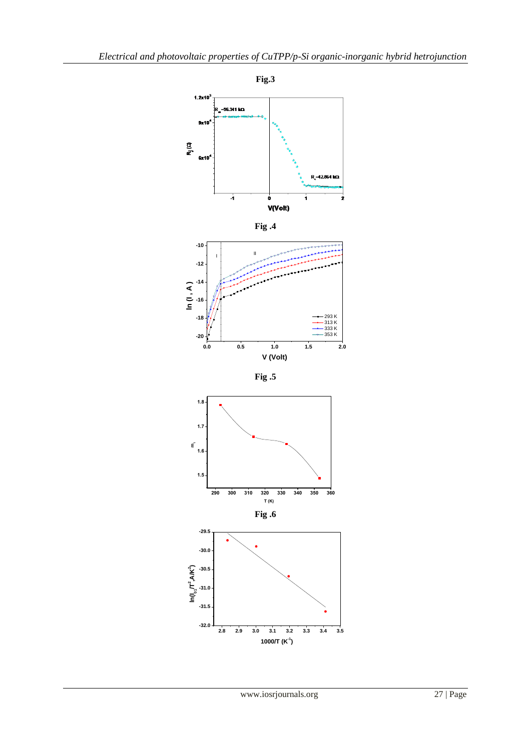**Fig.3**

**Fig .4**

**Fig .5**

**Fig .6**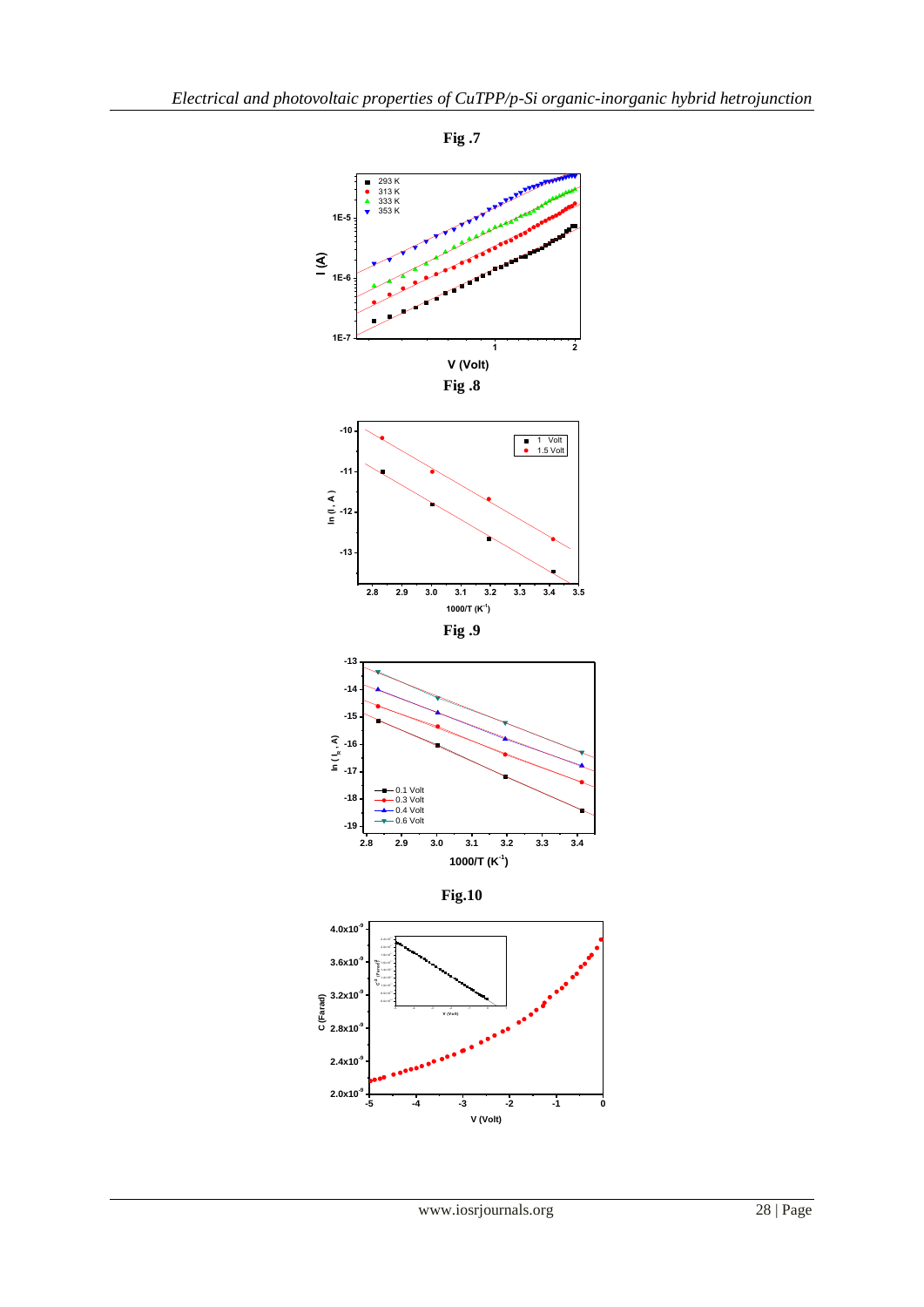**Fig .7**

**Fig .8**

**Fig .9**

**Fig.10**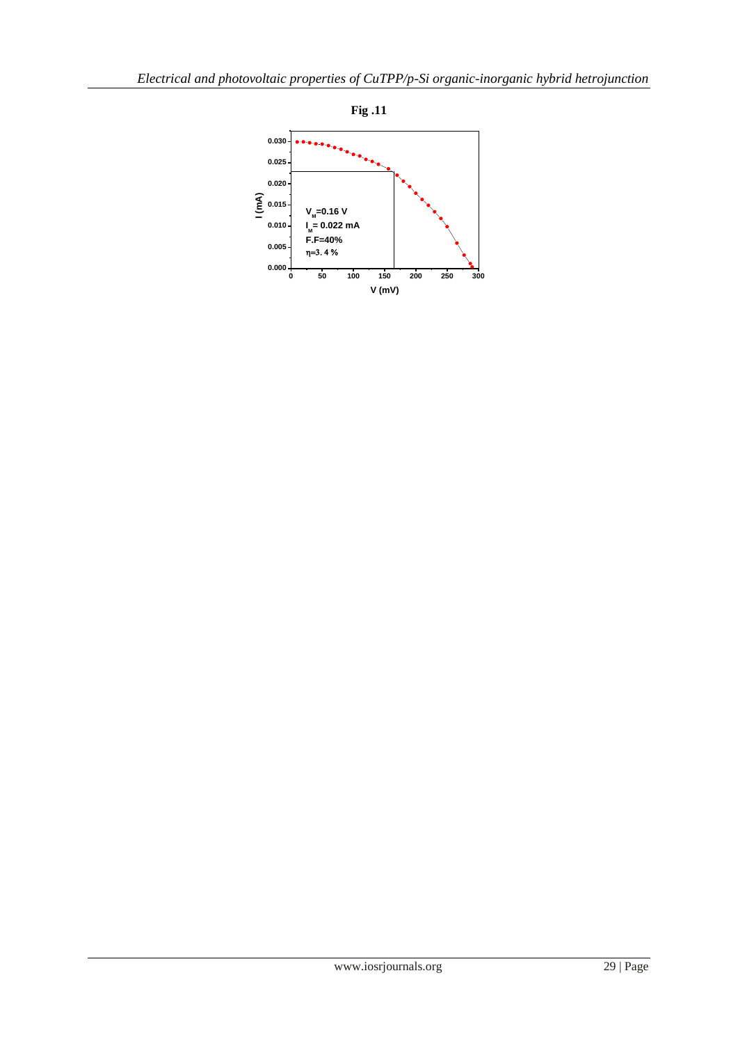**Fig .11**

I (mA)

V (mV)

$V_M$=0.16 V

$I_M$= 0.022 mA

F.F=40%

η=3. 4 %

0.000 0.005 0.010 0.015 0.020 0.025 0.030

0 50 100 150 200 250 300